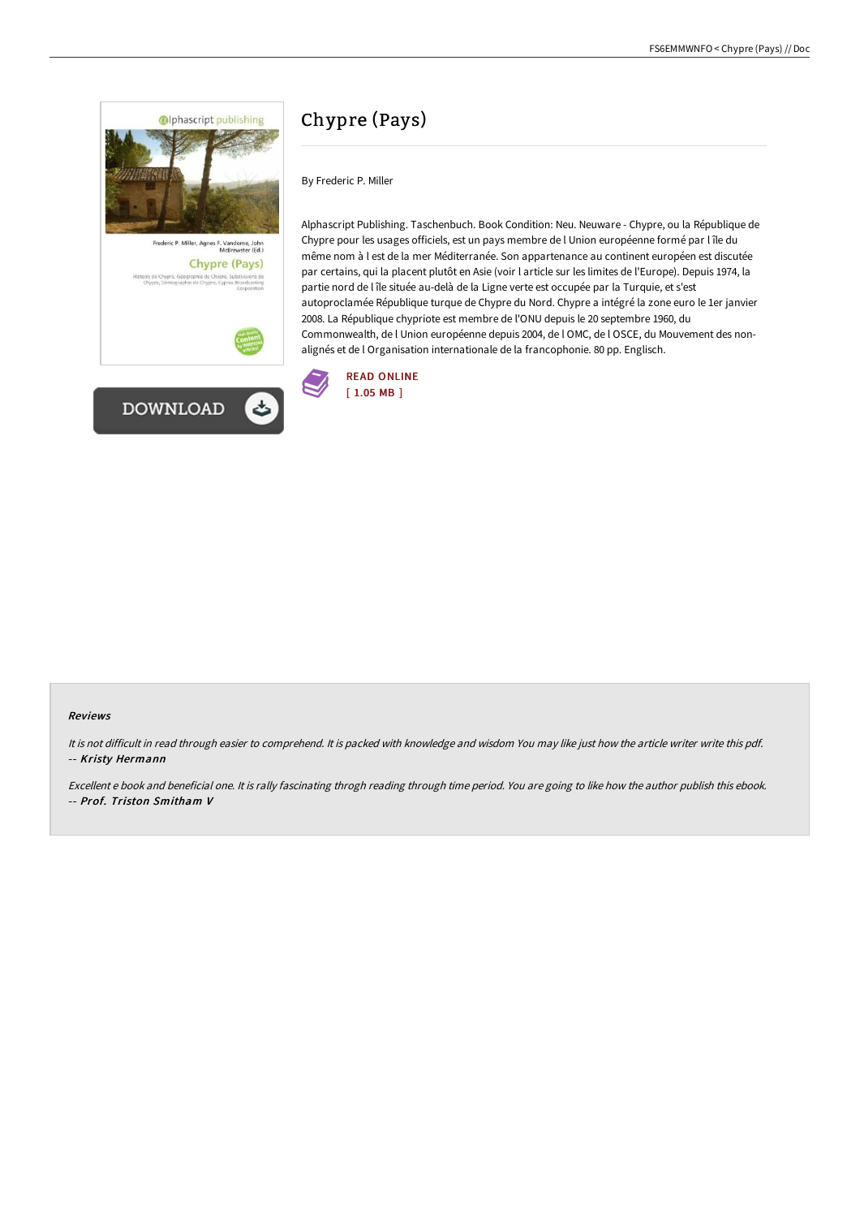# Chypre (Pays)

By Frederic P. Miller

Alphascript Publishing. Taschenbuch. Book Condition: Neu. Neuware - Chypre, ou la République de Chypre pour les usages officiels, est un pays membre de l Union européenne formé par l île du même nom à l est de la mer Méditerranée. Son appartenance au continent européen est discutée par certains, qui la placent plutôt en Asie (voir l article sur les limites de l'Europe). Depuis 1974, la partie nord de l île située au-delà de la Ligne verte est occupée par la Turquie, et s'est autoproclamée République turque de Chypre du Nord. Chypre a intégré la zone euro le 1er janvier 2008. La République chypriote est membre de l'ONU depuis le 20 septembre 1960, du Commonwealth, de l Union européenne depuis 2004, de l OMC, de l OSCE, du Mouvement des non-alignés et de l Organisation internationale de la francophonie. 80 pp. Englisch.

READ ONLINE
[ 1.05 MB ]

DOWNLOAD

### Reviews

*It is not difficult in read through easier to comprehend. It is packed with knowledge and wisdom You may like just how the article writer write this pdf.*
-- ***Kristy Hermann***

*Excellent e book and beneficial one. It is rally fascinating throgh reading through time period. You are going to like how the author publish this ebook.*
-- ***Prof. Triston Smitham V***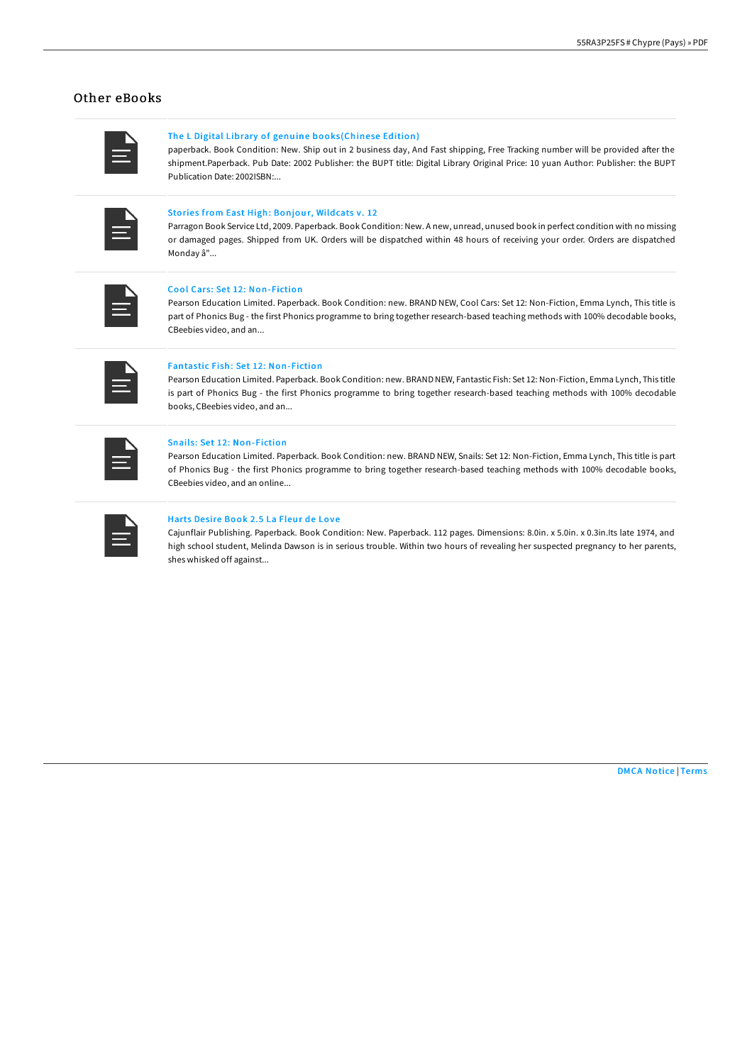## Other eBooks

### The L Digital Library of genuine books(Chinese Edition)

paperback. Book Condition: New. Ship out in 2 business day, And Fast shipping, Free Tracking number will be provided after the shipment.Paperback. Pub Date: 2002 Publisher: the BUPT title: Digital Library Original Price: 10 yuan Author: Publisher: the BUPT Publication Date: 2002ISBN:...

### Stories from East High: Bonjour, Wildcats v. 12

Parragon Book Service Ltd, 2009. Paperback. Book Condition: New. A new, unread, unused book in perfect condition with no missing or damaged pages. Shipped from UK. Orders will be dispatched within 48 hours of receiving your order. Orders are dispatched Monday â"...

### Cool Cars: Set 12: Non-Fiction

Pearson Education Limited. Paperback. Book Condition: new. BRAND NEW, Cool Cars: Set 12: Non-Fiction, Emma Lynch, This title is part of Phonics Bug - the first Phonics programme to bring together research-based teaching methods with 100% decodable books, CBeebies video, and an...

### Fantastic Fish: Set 12: Non-Fiction

Pearson Education Limited. Paperback. Book Condition: new. BRAND NEW, Fantastic Fish: Set 12: Non-Fiction, Emma Lynch, This title is part of Phonics Bug - the first Phonics programme to bring together research-based teaching methods with 100% decodable books, CBeebies video, and an...

### Snails: Set 12: Non-Fiction

Pearson Education Limited. Paperback. Book Condition: new. BRAND NEW, Snails: Set 12: Non-Fiction, Emma Lynch, This title is part of Phonics Bug - the first Phonics programme to bring together research-based teaching methods with 100% decodable books, CBeebies video, and an online...

### Harts Desire Book 2.5 La Fleur de Love

Cajunflair Publishing. Paperback. Book Condition: New. Paperback. 112 pages. Dimensions: 8.0in. x 5.0in. x 0.3in.Its late 1974, and high school student, Melinda Dawson is in serious trouble. Within two hours of revealing her suspected pregnancy to her parents, shes whisked off against...